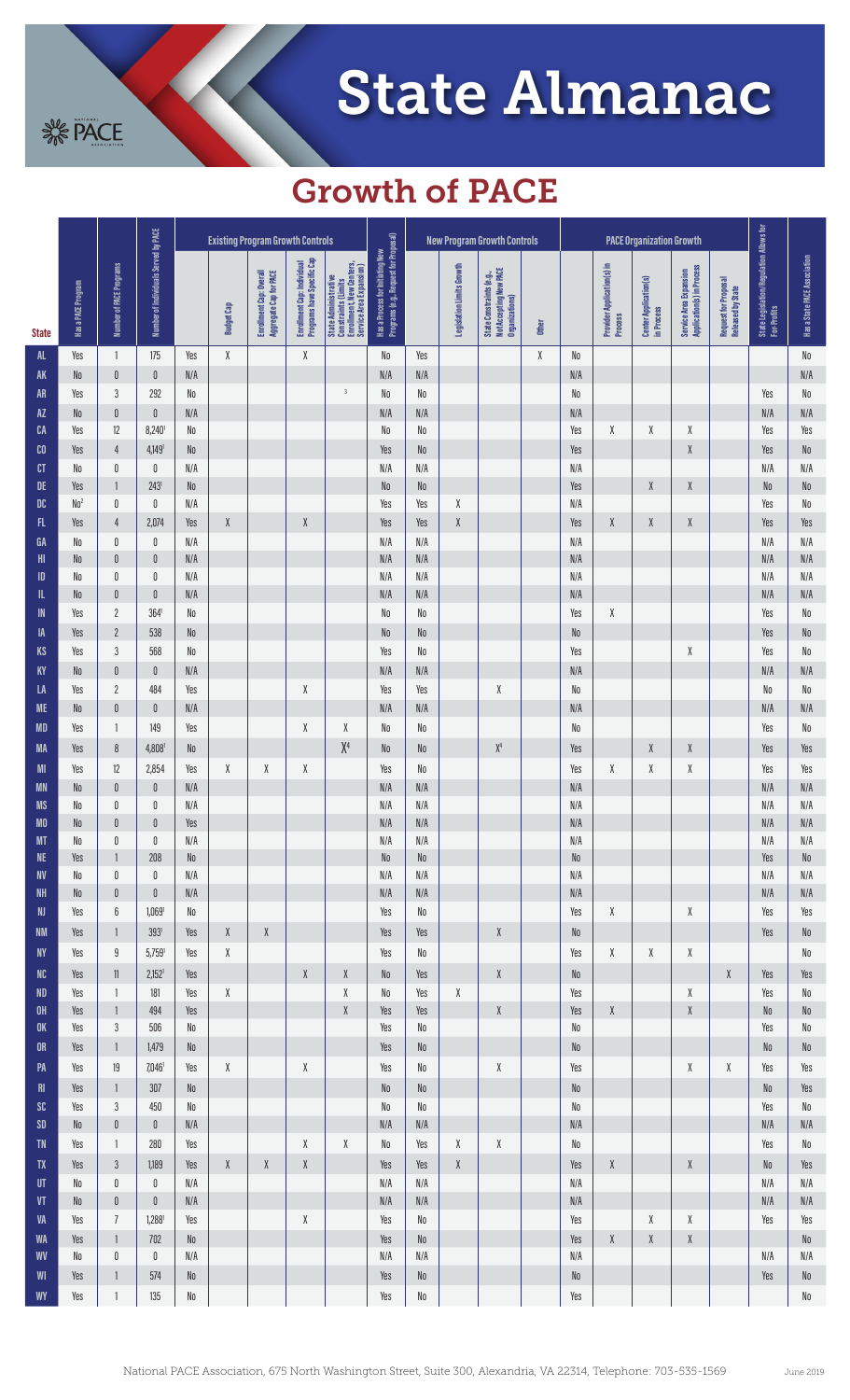# State Almanac

## Growth of PACE

| State | Has a PACE Program | Number of PACE Programs | Number of Individuals Served by PACE | Existing Program Growth Controls | | | | | Has a Process for Initiating New Programs (e.g., Request for Proposal) | New Program Growth Controls | | | | PACE Organization Growth | | | | | State Legislation/Regulation Allows for For-Profits | Has a State PACE Association |
|---|---|---|---|---|---|---|---|---|---|---|---|---|---|---|---|---|---|---|---|---|
| | | | | | Budget Cap | Enrollment Cap: Overall Aggregate Cap for PACE | Enrollment Cap: Individual Programs have Specific Cap | State Administrative Constraints (Limits Enrollment, New Centers, Service Area Expansion) | | | Legislation Limits Growth | State Constraints (e.g., Not Accepting New PACE Organizations) | Other | | Provider Application(s) in Process | Center Application(s) in Process | Service Area Expansion Application(s) in Process | Request for Proposal Released by State | | |
| AL | Yes | 1 | 175 | Yes | X | | X | | No | Yes | | | X | No | | | | | | No |
| AK | No | 0 | 0 | N/A | | | | | N/A | N/A | | | | N/A | | | | | | N/A |
| AR | Yes | 3 | 292 | No | | | | [3] | No | No | | | | No | | | | | Yes | No |
| AZ | No | 0 | 0 | N/A | | | | | N/A | N/A | | | | N/A | | | | | N/A | N/A |
| CA | Yes | 12 | 8,240[1] | No | | | | | No | No | | | | Yes | X | X | X | | Yes | Yes |
| CO | Yes | 4 | 4,149[1] | No | | | | | Yes | No | | | | Yes | | | X | | Yes | No |
| CT | No | 0 | 0 | N/A | | | | | N/A | N/A | | | | N/A | | | | | N/A | N/A |
| DE | Yes | 1 | 243[1] | No | | | | | No | No | | | | Yes | | X | X | | No | No |
| DC | No[2] | 0 | 0 | N/A | | | | | Yes | Yes | X | | | N/A | | | | | Yes | No |
| FL | Yes | 4 | 2,074 | Yes | X | | X | | Yes | Yes | X | | | Yes | X | X | X | | Yes | Yes |
| GA | No | 0 | 0 | N/A | | | | | N/A | N/A | | | | N/A | | | | | N/A | N/A |
| HI | No | 0 | 0 | N/A | | | | | N/A | N/A | | | | N/A | | | | | N/A | N/A |
| ID | No | 0 | 0 | N/A | | | | | N/A | N/A | | | | N/A | | | | | N/A | N/A |
| IL | No | 0 | 0 | N/A | | | | | N/A | N/A | | | | N/A | | | | | N/A | N/A |
| IN | Yes | 2 | 364[1] | No | | | | | No | No | | | | Yes | X | | | | Yes | No |
| IA | Yes | 2 | 538 | No | | | | | No | No | | | | No | | | | | Yes | No |
| KS | Yes | 3 | 568 | No | | | | | Yes | No | | | | Yes | | | X | | Yes | No |
| KY | No | 0 | 0 | N/A | | | | | N/A | N/A | | | | N/A | | | | | N/A | N/A |
| LA | Yes | 2 | 484 | Yes | | | X | | Yes | Yes | | X | | No | | | | | No | No |
| ME | No | 0 | 0 | N/A | | | | | N/A | N/A | | | | N/A | | | | | N/A | N/A |
| MD | Yes | 1 | 149 | Yes | | | X | X | No | No | | | | No | | | | | Yes | No |
| MA | Yes | 8 | 4,808[1] | No | | | | X[4] | No | No | | X[4] | | Yes | | X | X | | Yes | Yes |
| MI | Yes | 12 | 2,854 | Yes | X | X | X | | Yes | No | | | | Yes | X | X | X | | Yes | Yes |
| MN | No | 0 | 0 | N/A | | | | | N/A | N/A | | | | N/A | | | | | N/A | N/A |
| MS | No | 0 | 0 | N/A | | | | | N/A | N/A | | | | N/A | | | | | N/A | N/A |
| MO | No | 0 | 0 | Yes | | | | | N/A | N/A | | | | N/A | | | | | N/A | N/A |
| MT | No | 0 | 0 | N/A | | | | | N/A | N/A | | | | N/A | | | | | N/A | N/A |
| NE | Yes | 1 | 208 | No | | | | | No | No | | | | No | | | | | Yes | No |
| NV | No | 0 | 0 | N/A | | | | | N/A | N/A | | | | N/A | | | | | N/A | N/A |
| NH | No | 0 | 0 | N/A | | | | | N/A | N/A | | | | N/A | | | | | N/A | N/A |
| NJ | Yes | 6 | 1,069[1] | No | | | | | Yes | No | | | | Yes | X | | X | | Yes | Yes |
| NM | Yes | 1 | 393[1] | Yes | X | X | | | Yes | Yes | | X | | No | | | | | Yes | No |
| NY | Yes | 9 | 5,759[1] | Yes | X | | | | Yes | No | | | | Yes | X | X | X | | | No |
| NC | Yes | 11 | 2,152[1] | Yes | | | X | X | No | Yes | | X | | No | | | | X | Yes | Yes |
| ND | Yes | 1 | 181 | Yes | X | | | X | No | Yes | X | | | Yes | | | X | | Yes | No |
| OH | Yes | 1 | 494 | Yes | | | | X | Yes | Yes | | X | | Yes | X | | X | | No | No |
| OK | Yes | 3 | 506 | No | | | | | Yes | No | | | | No | | | | | Yes | No |
| OR | Yes | 1 | 1,479 | No | | | | | Yes | No | | | | No | | | | | No | No |
| PA | Yes | 19 | 7,046[1] | Yes | X | | X | | Yes | No | | X | | Yes | | | X | X | Yes | Yes |
| RI | Yes | 1 | 307 | No | | | | | No | No | | | | No | | | | | No | Yes |
| SC | Yes | 3 | 450 | No | | | | | No | No | | | | No | | | | | Yes | No |
| SD | No | 0 | 0 | N/A | | | | | N/A | N/A | | | | N/A | | | | | N/A | N/A |
| TN | Yes | 1 | 280 | Yes | | | X | X | No | Yes | X | X | | No | | | | | Yes | No |
| TX | Yes | 3 | 1,189 | Yes | X | X | X | | Yes | Yes | X | | | Yes | X | | X | | No | Yes |
| UT | No | 0 | 0 | N/A | | | | | N/A | N/A | | | | N/A | | | | | N/A | N/A |
| VT | No | 0 | 0 | N/A | | | | | N/A | N/A | | | | N/A | | | | | N/A | N/A |
| VA | Yes | 7 | 1,288[1] | Yes | | | X | | Yes | No | | | | Yes | | X | X | | Yes | Yes |
| WA | Yes | 1 | 702 | No | | | | | Yes | No | | | | Yes | X | X | X | | | No |
| WV | No | 0 | 0 | N/A | | | | | N/A | N/A | | | | N/A | | | | | N/A | N/A |
| WI | Yes | 1 | 574 | No | | | | | Yes | No | | | | No | | | | | Yes | No |
| WY | Yes | 1 | 135 | No | | | | | Yes | No | | | | Yes | | | | | | No |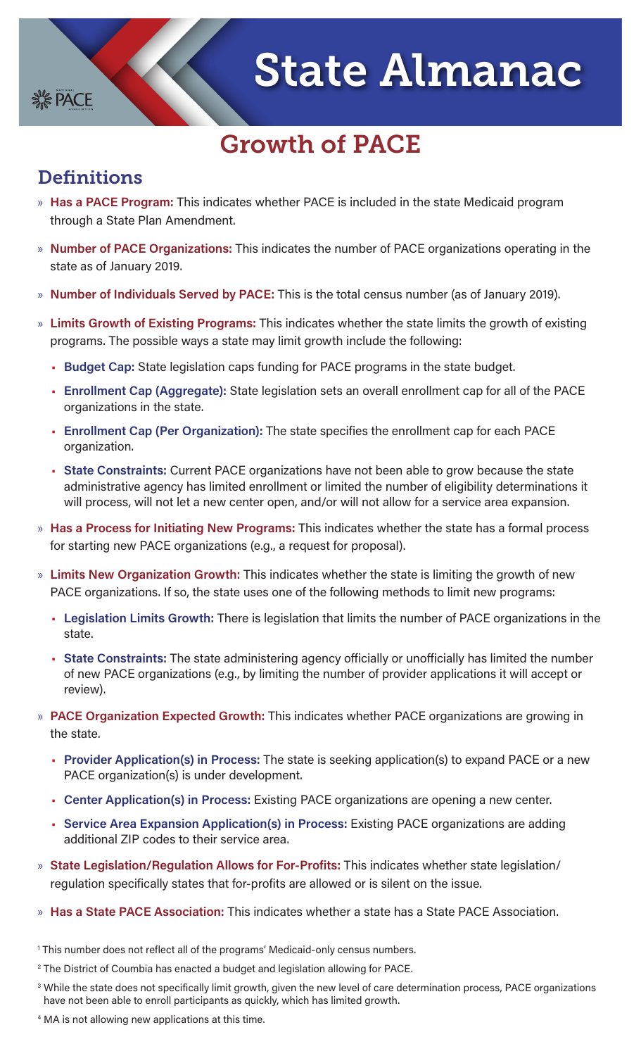# State Almanac

## Growth of PACE

### Definitions

- **Has a PACE Program:** This indicates whether PACE is included in the state Medicaid program through a State Plan Amendment.
- **Number of PACE Organizations:** This indicates the number of PACE organizations operating in the state as of January 2019.
- **Number of Individuals Served by PACE:** This is the total census number (as of January 2019).
- **Limits Growth of Existing Programs:** This indicates whether the state limits the growth of existing programs. The possible ways a state may limit growth include the following:
  - **Budget Cap:** State legislation caps funding for PACE programs in the state budget.
  - **Enrollment Cap (Aggregate):** State legislation sets an overall enrollment cap for all of the PACE organizations in the state.
  - **Enrollment Cap (Per Organization):** The state specifies the enrollment cap for each PACE organization.
  - **State Constraints:** Current PACE organizations have not been able to grow because the state administrative agency has limited enrollment or limited the number of eligibility determinations it will process, will not let a new center open, and/or will not allow for a service area expansion.
- **Has a Process for Initiating New Programs:** This indicates whether the state has a formal process for starting new PACE organizations (e.g., a request for proposal).
- **Limits New Organization Growth:** This indicates whether the state is limiting the growth of new PACE organizations. If so, the state uses one of the following methods to limit new programs:
  - **Legislation Limits Growth:** There is legislation that limits the number of PACE organizations in the state.
  - **State Constraints:** The state administering agency officially or unofficially has limited the number of new PACE organizations (e.g., by limiting the number of provider applications it will accept or review).
- **PACE Organization Expected Growth:** This indicates whether PACE organizations are growing in the state.
  - **Provider Application(s) in Process:** The state is seeking application(s) to expand PACE or a new PACE organization(s) is under development.
  - **Center Application(s) in Process:** Existing PACE organizations are opening a new center.
  - **Service Area Expansion Application(s) in Process:** Existing PACE organizations are adding additional ZIP codes to their service area.
- **State Legislation/Regulation Allows for For-Profits:** This indicates whether state legislation/regulation specifically states that for-profits are allowed or is silent on the issue.
- **Has a State PACE Association:** This indicates whether a state has a State PACE Association.

[1] This number does not reflect all of the programs' Medicaid-only census numbers.

[2] The District of Coumbia has enacted a budget and legislation allowing for PACE.

[3] While the state does not specifically limit growth, given the new level of care determination process, PACE organizations have not been able to enroll participants as quickly, which has limited growth.

[4] MA is not allowing new applications at this time.